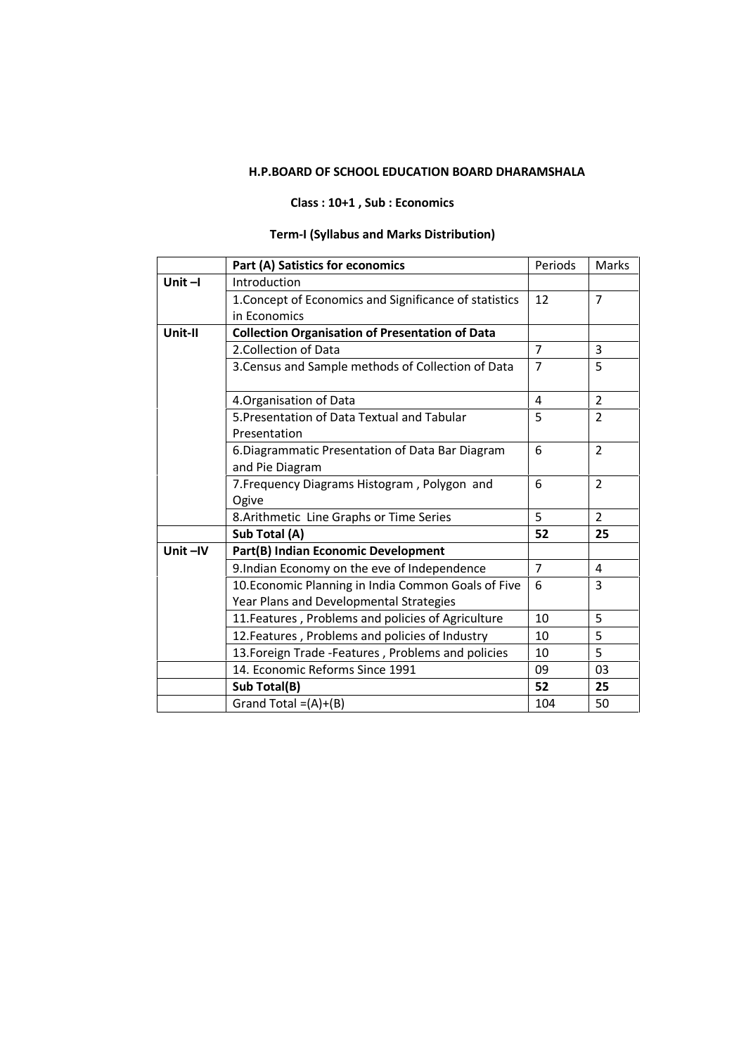**H.P.BOARD OF SCHOOL EDUCATION BOARD DHARAMSHALA**

**Class : 10+1 , Sub : Economics**

**Term-I (Syllabus and Marks Distribution)**

| | **Part (A) Satistics for economics** | Periods | Marks |
|---|---|---|---|
| **Unit –I** | Introduction | | |
| | 1.Concept of Economics and Significance of statistics in Economics | 12 | 7 |
| **Unit-II** | **Collection Organisation of Presentation of Data** | | |
| | 2.Collection of Data | 7 | 3 |
| | 3.Census and Sample methods of Collection of Data | 7 | 5 |
| | 4.Organisation of Data | 4 | 2 |
| | 5.Presentation of Data Textual and Tabular Presentation | 5 | 2 |
| | 6.Diagrammatic Presentation of Data Bar Diagram and Pie Diagram | 6 | 2 |
| | 7.Frequency Diagrams Histogram , Polygon and Ogive | 6 | 2 |
| | 8.Arithmetic Line Graphs or Time Series | 5 | 2 |
| | **Sub Total (A)** | **52** | **25** |
| **Unit –IV** | **Part(B) Indian Economic Development** | | |
| | 9.Indian Economy on the eve of Independence | 7 | 4 |
| | 10.Economic Planning in India Common Goals of Five Year Plans and Developmental Strategies | 6 | 3 |
| | 11.Features , Problems and policies of Agriculture | 10 | 5 |
| | 12.Features , Problems and policies of Industry | 10 | 5 |
| | 13.Foreign Trade -Features , Problems and policies | 10 | 5 |
| | 14. Economic Reforms Since 1991 | 09 | 03 |
| | **Sub Total(B)** | **52** | **25** |
| | Grand Total =(A)+(B) | 104 | 50 |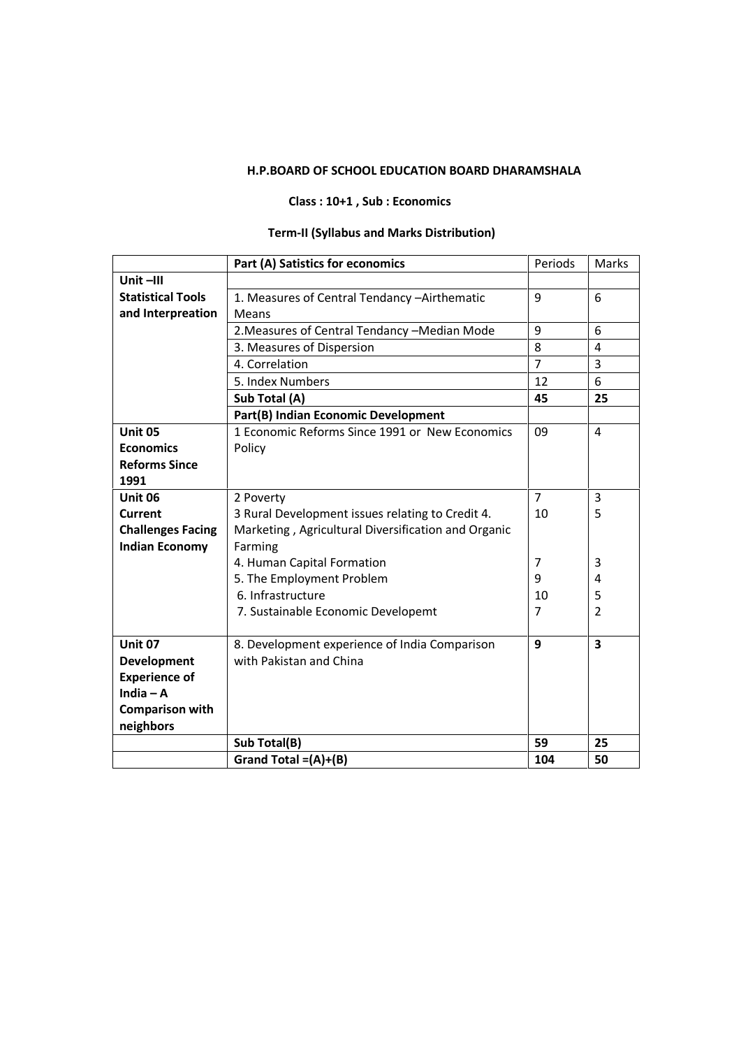**H.P.BOARD OF SCHOOL EDUCATION BOARD DHARAMSHALA**

**Class : 10+1 , Sub : Economics**

**Term-II (Syllabus and Marks Distribution)**

| | **Part (A) Satistics for economics** | Periods | Marks |
|---|---|---|---|
| **Unit –III** | | | |
| **Statistical Tools and Interpreation** | 1. Measures of Central Tendancy –Airthematic Means | 9 | 6 |
| | 2.Measures of Central Tendancy –Median Mode | 9 | 6 |
| | 3. Measures of Dispersion | 8 | 4 |
| | 4. Correlation | 7 | 3 |
| | 5. Index Numbers | 12 | 6 |
| | **Sub Total (A)** | **45** | **25** |
| | **Part(B) Indian Economic Development** | | |
| **Unit 05 Economics Reforms Since 1991** | 1 Economic Reforms Since 1991 or New Economics Policy | 09 | 4 |
| **Unit 06 Current Challenges Facing Indian Economy** | 2 Poverty<br>3 Rural Development issues relating to Credit 4. Marketing , Agricultural Diversification and Organic Farming<br>4. Human Capital Formation<br>5. The Employment Problem<br>6. Infrastructure<br>7. Sustainable Economic Developemt | 7<br>10<br><br><br>7<br>9<br>10<br>7 | 3<br>5<br><br><br>3<br>4<br>5<br>2 |
| **Unit 07 Development Experience of India – A Comparison with neighbors** | 8. Development experience of India Comparison with Pakistan and China | **9** | **3** |
| | **Sub Total(B)** | **59** | **25** |
| | **Grand Total =(A)+(B)** | **104** | **50** |